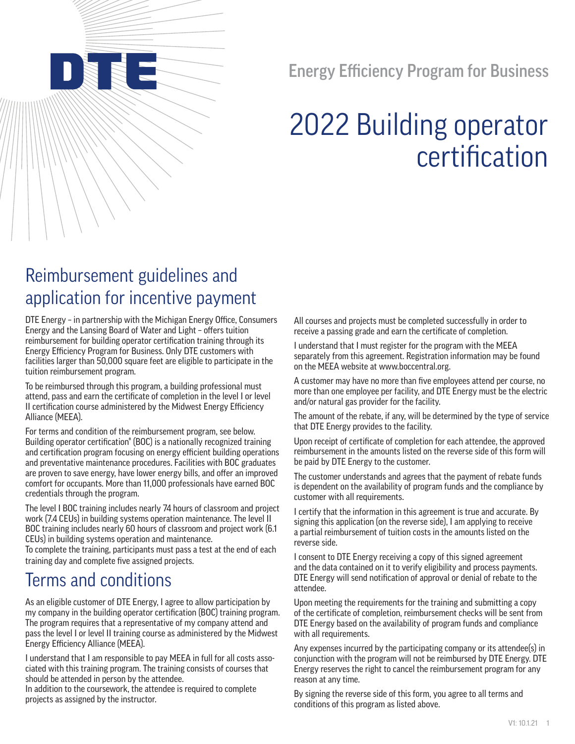DTE

Energy Efficiency Program for Business

# 2022 Building operator certification

## Reimbursement guidelines and application for incentive payment

DTE Energy – in partnership with the Michigan Energy Office, Consumers Energy and the Lansing Board of Water and Light – offers tuition reimbursement for building operator certification training through its Energy Efficiency Program for Business. Only DTE customers with facilities larger than 50,000 square feet are eligible to participate in the tuition reimbursement program.

To be reimbursed through this program, a building professional must attend, pass and earn the certificate of completion in the level I or level II certification course administered by the Midwest Energy Efficiency Alliance (MEEA).

For terms and condition of the reimbursement program, see below. Building operator certification® (BOC) is a nationally recognized training and certification program focusing on energy efficient building operations and preventative maintenance procedures. Facilities with BOC graduates are proven to save energy, have lower energy bills, and offer an improved comfort for occupants. More than 11,000 professionals have earned BOC credentials through the program.

The level I BOC training includes nearly 74 hours of classroom and project work (7.4 CEUs) in building systems operation maintenance. The level II BOC training includes nearly 60 hours of classroom and project work (6.1 CEUs) in building systems operation and maintenance.
To complete the training, participants must pass a test at the end of each training day and complete five assigned projects.

## Terms and conditions

As an eligible customer of DTE Energy, I agree to allow participation by my company in the building operator certification (BOC) training program. The program requires that a representative of my company attend and pass the level I or level II training course as administered by the Midwest Energy Efficiency Alliance (MEEA).

I understand that I am responsible to pay MEEA in full for all costs associated with this training program. The training consists of courses that should be attended in person by the attendee.
In addition to the coursework, the attendee is required to complete projects as assigned by the instructor.

All courses and projects must be completed successfully in order to receive a passing grade and earn the certificate of completion.

I understand that I must register for the program with the MEEA separately from this agreement. Registration information may be found on the MEEA website at www.boccentral.org.

A customer may have no more than five employees attend per course, no more than one employee per facility, and DTE Energy must be the electric and/or natural gas provider for the facility.

The amount of the rebate, if any, will be determined by the type of service that DTE Energy provides to the facility.

Upon receipt of certificate of completion for each attendee, the approved reimbursement in the amounts listed on the reverse side of this form will be paid by DTE Energy to the customer.

The customer understands and agrees that the payment of rebate funds is dependent on the availability of program funds and the compliance by customer with all requirements.

I certify that the information in this agreement is true and accurate. By signing this application (on the reverse side), I am applying to receive a partial reimbursement of tuition costs in the amounts listed on the reverse side.

I consent to DTE Energy receiving a copy of this signed agreement and the data contained on it to verify eligibility and process payments. DTE Energy will send notification of approval or denial of rebate to the attendee.

Upon meeting the requirements for the training and submitting a copy of the certificate of completion, reimbursement checks will be sent from DTE Energy based on the availability of program funds and compliance with all requirements.

Any expenses incurred by the participating company or its attendee(s) in conjunction with the program will not be reimbursed by DTE Energy. DTE Energy reserves the right to cancel the reimbursement program for any reason at any time.

By signing the reverse side of this form, you agree to all terms and conditions of this program as listed above.

V1: 10.1.21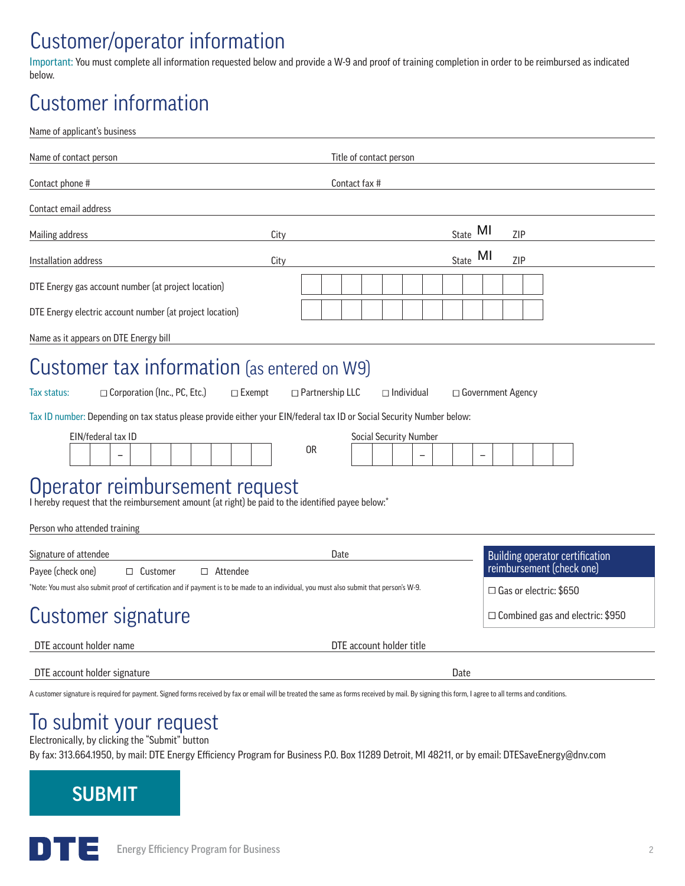# Customer/operator information

Important: You must complete all information requested below and provide a W-9 and proof of training completion in order to be reimbursed as indicated below.

## Customer information

Name of applicant's business

Name of contact person Title of contact person

Contact phone # Contact fax #

Contact email address

Mailing address City State MI ZIP

Installation address City State MI ZIP

DTE Energy gas account number (at project location)

DTE Energy electric account number (at project location)

Name as it appears on DTE Energy bill

## Customer tax information (as entered on W9)

Tax status: ☐ Corporation (Inc., PC, Etc.) ☐ Exempt ☐ Partnership LLC ☐ Individual ☐ Government Agency

Tax ID number: Depending on tax status please provide either your EIN/federal tax ID or Social Security Number below:

EIN/federal tax ID __ – _______ OR Social Security Number ___ – __ – ____

## Operator reimbursement request

I hereby request that the reimbursement amount (at right) be paid to the identified payee below:*

Person who attended training

Signature of attendee Date

Payee (check one) ☐ Customer ☐ Attendee

*Note: You must also submit proof of certification and if payment is to be made to an individual, you must also submit that person's W-9.

**Building operator certification reimbursement (check one)**

☐ Gas or electric: $650

☐ Combined gas and electric: $950

## Customer signature

DTE account holder name DTE account holder title

DTE account holder signature Date

A customer signature is required for payment. Signed forms received by fax or email will be treated the same as forms received by mail. By signing this form, I agree to all terms and conditions.

## To submit your request

Electronically, by clicking the "Submit" button

By fax: 313.664.1950, by mail: DTE Energy Efficiency Program for Business P.O. Box 11289 Detroit, MI 48211, or by email: DTESaveEnergy@dnv.com

SUBMIT

DTE Energy Efficiency Program for Business